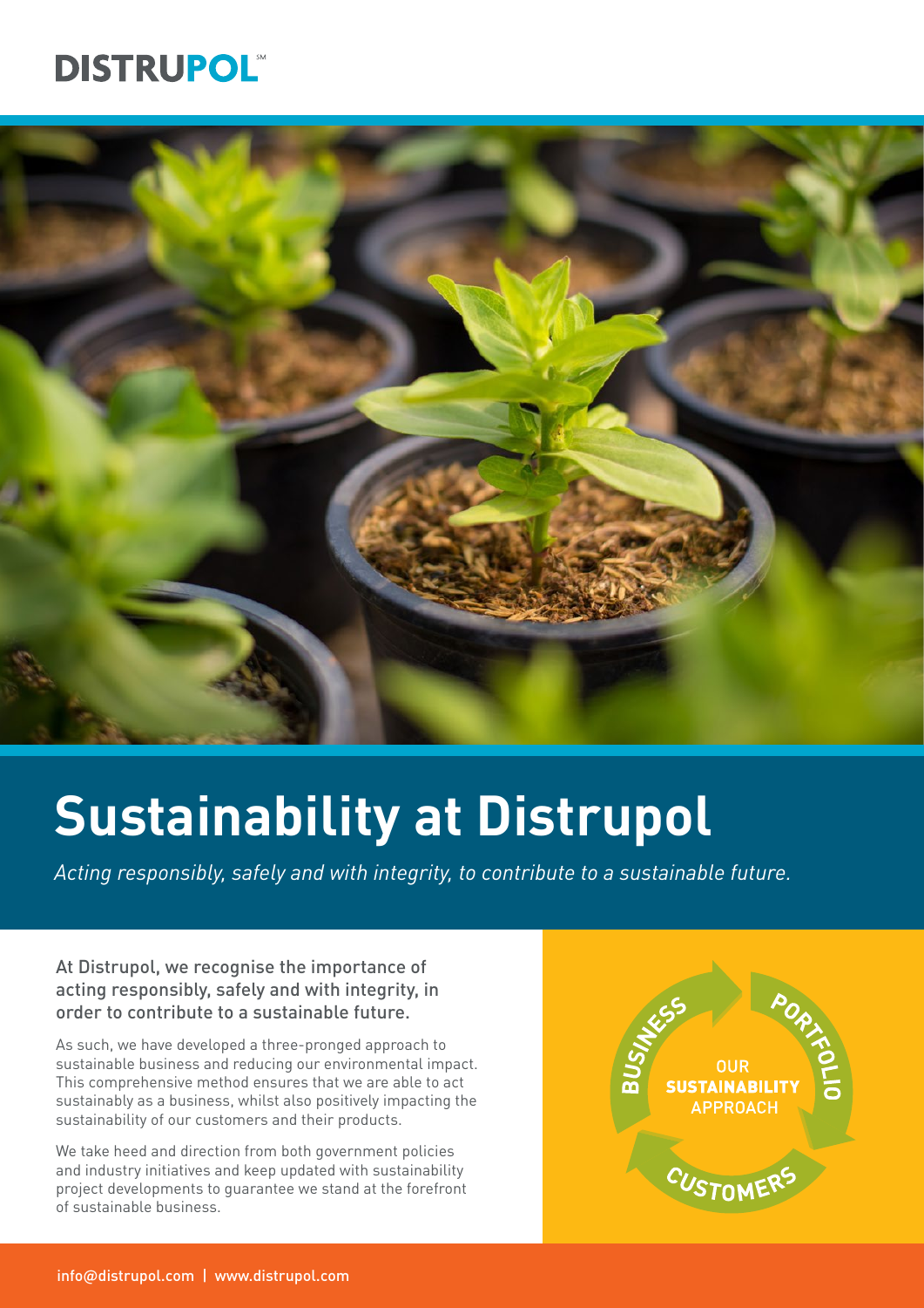DISTRUPOL℠

# Sustainability at Distrupol

*Acting responsibly, safely and with integrity, to contribute to a sustainable future.*

At Distrupol, we recognise the importance of acting responsibly, safely and with integrity, in order to contribute to a sustainable future.

As such, we have developed a three-pronged approach to sustainable business and reducing our environmental impact. This comprehensive method ensures that we are able to act sustainably as a business, whilst also positively impacting the sustainability of our customers and their products.

We take heed and direction from both government policies and industry initiatives and keep updated with sustainability project developments to guarantee we stand at the forefront of sustainable business.

OUR **SUSTAINABILITY** APPROACH

- BUSINESS
- PORTFOLIO
- CUSTOMERS

info@distrupol.com | www.distrupol.com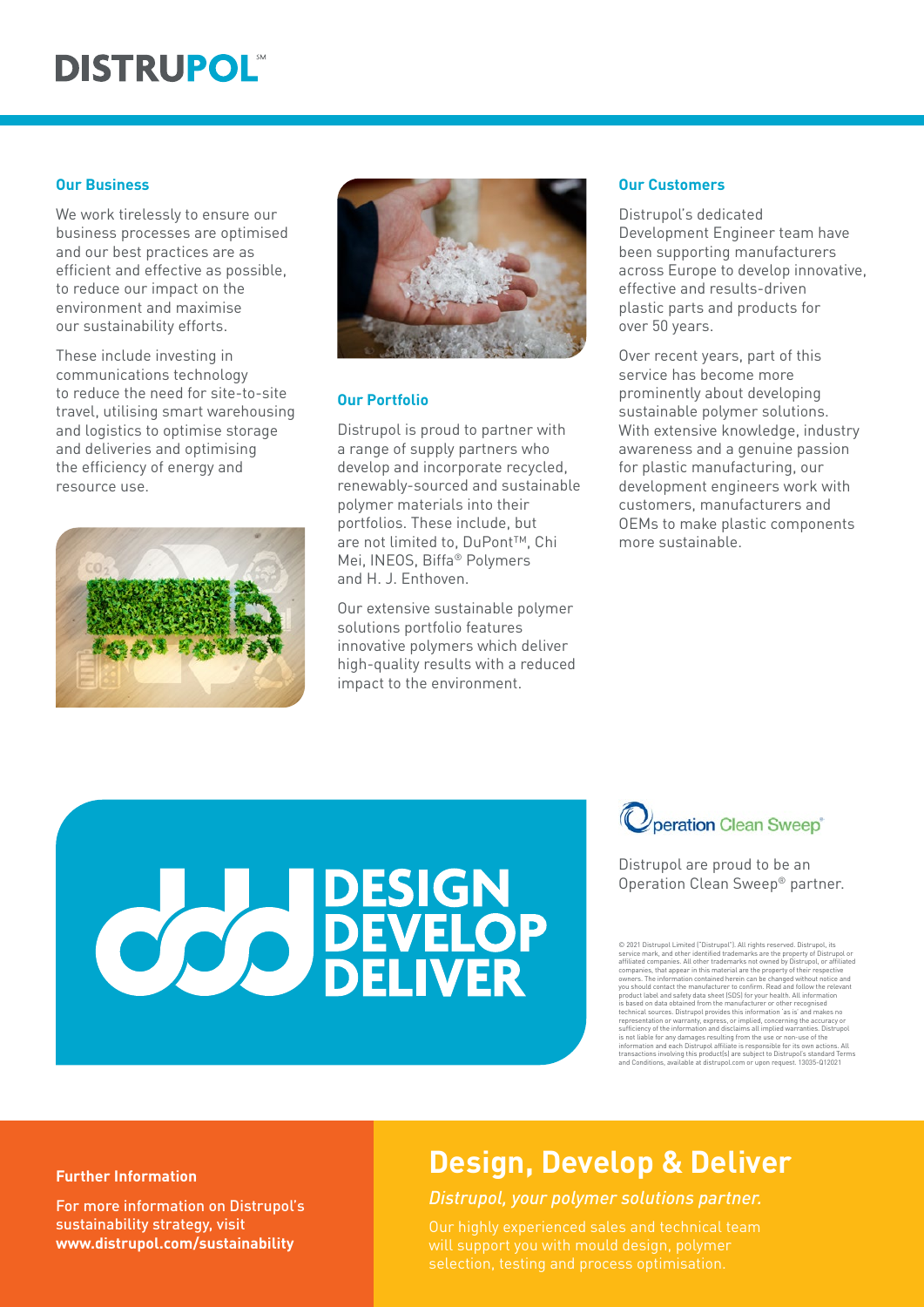# DISTRUPOL℠

### Our Business

We work tirelessly to ensure our business processes are optimised and our best practices are as efficient and effective as possible, to reduce our impact on the environment and maximise our sustainability efforts.

These include investing in communications technology to reduce the need for site-to-site travel, utilising smart warehousing and logistics to optimise storage and deliveries and optimising the efficiency of energy and resource use.

### Our Portfolio

Distrupol is proud to partner with a range of supply partners who develop and incorporate recycled, renewably-sourced and sustainable polymer materials into their portfolios. These include, but are not limited to, DuPont™, Chi Mei, INEOS, Biffa® Polymers and H. J. Enthoven.

Our extensive sustainable polymer solutions portfolio features innovative polymers which deliver high-quality results with a reduced impact to the environment.

### Our Customers

Distrupol's dedicated Development Engineer team have been supporting manufacturers across Europe to develop innovative, effective and results-driven plastic parts and products for over 50 years.

Over recent years, part of this service has become more prominently about developing sustainable polymer solutions. With extensive knowledge, industry awareness and a genuine passion for plastic manufacturing, our development engineers work with customers, manufacturers and OEMs to make plastic components more sustainable.

DESIGN
DEVELOP
DELIVER

Operation Clean Sweep®

Distrupol are proud to be an Operation Clean Sweep® partner.

© 2021 Distrupol Limited ("Distrupol"). All rights reserved. Distrupol, its service mark, and other identified trademarks are the property of Distrupol or affiliated companies. All other trademarks not owned by Distrupol, or affiliated companies, that appear in this material are the property of their respective owners. The information contained herein can be changed without notice and you should contact the manufacturer to confirm. Read and follow the relevant product label and safety data sheet (SDS) for your health. All information is based on data obtained from the manufacturer or other recognised technical sources. Distrupol provides this information 'as is' and makes no representation or warranty, express, or implied, concerning the accuracy or sufficiency of the information and disclaims all implied warranties. Distrupol is not liable for any damages resulting from the use or non-use of the information and each Distrupol affiliate is responsible for its own actions. All transactions involving this product(s) are subject to Distrupol's standard Terms and Conditions, available at distrupol.com or upon request. 13035-Q12021

### Further Information

For more information on Distrupol's sustainability strategy, visit **www.distrupol.com/sustainability**

## Design, Develop & Deliver

*Distrupol, your polymer solutions partner.*

Our highly experienced sales and technical team will support you with mould design, polymer selection, testing and process optimisation.